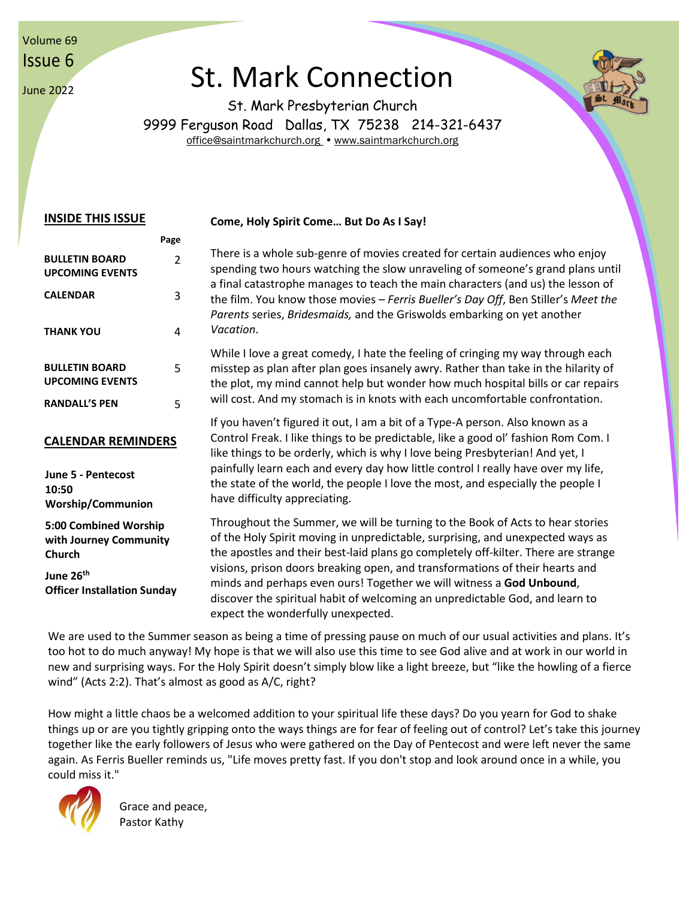Volume 69
Issue 6
June 2022

# St. Mark Connection

St. Mark Presbyterian Church
9999 Ferguson Road Dallas, TX 75238 214-321-6437
office@saintmarkchurch.org • www.saintmarkchurch.org

## INSIDE THIS ISSUE

| | Page |
|---|---|
| **BULLETIN BOARD UPCOMING EVENTS** | 2 |
| **CALENDAR** | 3 |
| **THANK YOU** | 4 |
| **BULLETIN BOARD UPCOMING EVENTS** | 5 |
| **RANDALL'S PEN** | 5 |

## CALENDAR REMINDERS

**June 5 - Pentecost**
**10:50 Worship/Communion**

**5:00 Combined Worship with Journey Community Church**

**June 26th**
**Officer Installation Sunday**

**Come, Holy Spirit Come… But Do As I Say!**

There is a whole sub-genre of movies created for certain audiences who enjoy spending two hours watching the slow unraveling of someone's grand plans until a final catastrophe manages to teach the main characters (and us) the lesson of the film. You know those movies – *Ferris Bueller's Day Off*, Ben Stiller's *Meet the Parents* series, *Bridesmaids,* and the Griswolds embarking on yet another *Vacation*.

While I love a great comedy, I hate the feeling of cringing my way through each misstep as plan after plan goes insanely awry. Rather than take in the hilarity of the plot, my mind cannot help but wonder how much hospital bills or car repairs will cost. And my stomach is in knots with each uncomfortable confrontation.

If you haven't figured it out, I am a bit of a Type-A person. Also known as a Control Freak. I like things to be predictable, like a good ol' fashion Rom Com. I like things to be orderly, which is why I love being Presbyterian! And yet, I painfully learn each and every day how little control I really have over my life, the state of the world, the people I love the most, and especially the people I have difficulty appreciating.

Throughout the Summer, we will be turning to the Book of Acts to hear stories of the Holy Spirit moving in unpredictable, surprising, and unexpected ways as the apostles and their best-laid plans go completely off-kilter. There are strange visions, prison doors breaking open, and transformations of their hearts and minds and perhaps even ours! Together we will witness a **God Unbound**, discover the spiritual habit of welcoming an unpredictable God, and learn to expect the wonderfully unexpected.

We are used to the Summer season as being a time of pressing pause on much of our usual activities and plans. It's too hot to do much anyway! My hope is that we will also use this time to see God alive and at work in our world in new and surprising ways. For the Holy Spirit doesn't simply blow like a light breeze, but "like the howling of a fierce wind" (Acts 2:2). That's almost as good as A/C, right?

How might a little chaos be a welcomed addition to your spiritual life these days? Do you yearn for God to shake things up or are you tightly gripping onto the ways things are for fear of feeling out of control? Let's take this journey together like the early followers of Jesus who were gathered on the Day of Pentecost and were left never the same again. As Ferris Bueller reminds us, "Life moves pretty fast. If you don't stop and look around once in a while, you could miss it."

Grace and peace,
Pastor Kathy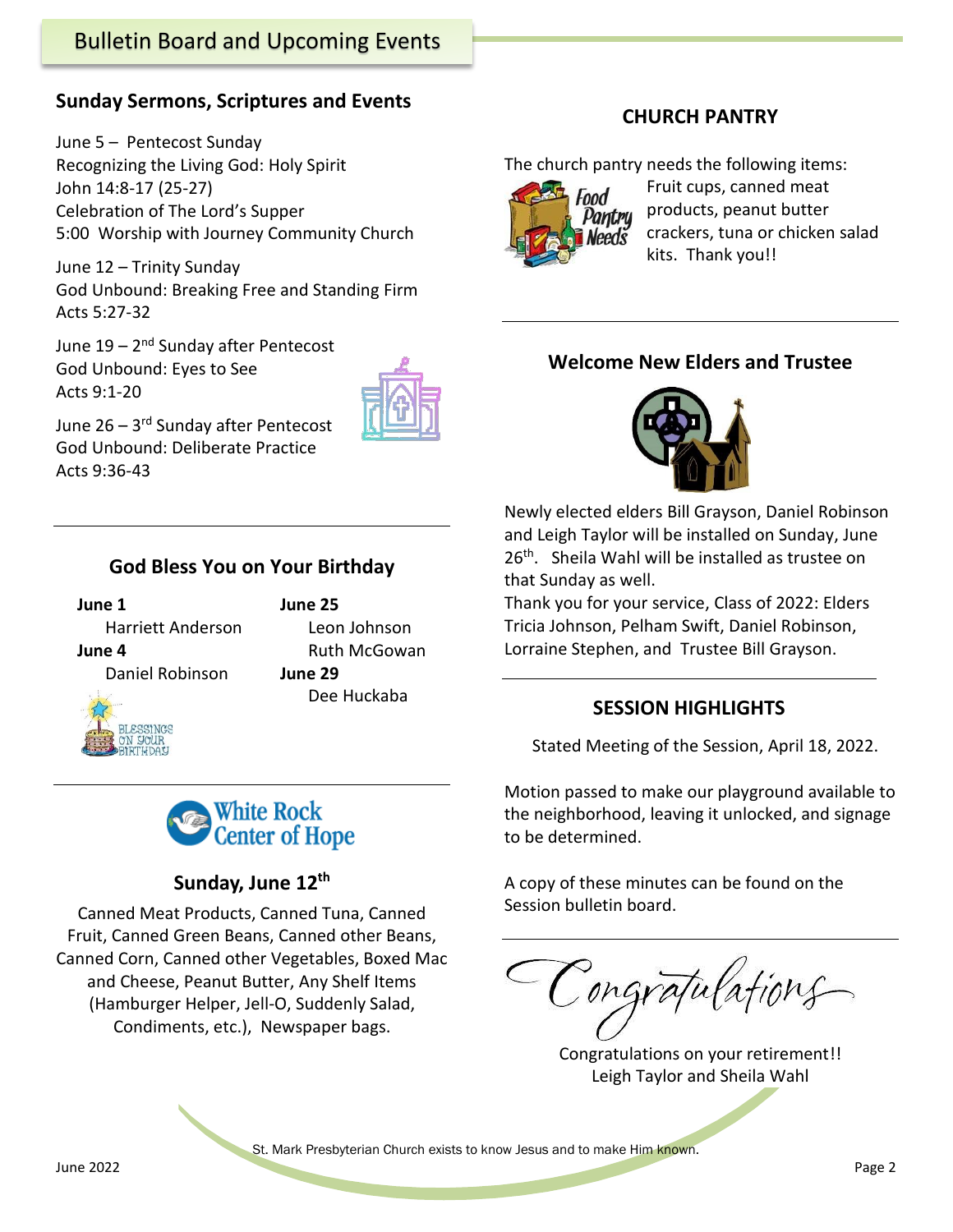# Bulletin Board and Upcoming Events

## Sunday Sermons, Scriptures and Events

June 5 – Pentecost Sunday
Recognizing the Living God: Holy Spirit
John 14:8-17 (25-27)
Celebration of The Lord's Supper
5:00 Worship with Journey Community Church

June 12 – Trinity Sunday
God Unbound: Breaking Free and Standing Firm
Acts 5:27-32

June 19 – 2nd Sunday after Pentecost
God Unbound: Eyes to See
Acts 9:1-20

June 26 – 3rd Sunday after Pentecost
God Unbound: Deliberate Practice
Acts 9:36-43

## God Bless You on Your Birthday

**June 1**
Harriett Anderson

**June 4**
Daniel Robinson

**June 25**
Leon Johnson
Ruth McGowan

**June 29**
Dee Huckaba

BLESSINGS ON YOUR BIRTHDAY

## White Rock Center of Hope

### Sunday, June 12th

Canned Meat Products, Canned Tuna, Canned Fruit, Canned Green Beans, Canned other Beans, Canned Corn, Canned other Vegetables, Boxed Mac and Cheese, Peanut Butter, Any Shelf Items (Hamburger Helper, Jell-O, Suddenly Salad, Condiments, etc.), Newspaper bags.

## CHURCH PANTRY

The church pantry needs the following items: Fruit cups, canned meat products, peanut butter crackers, tuna or chicken salad kits. Thank you!!

## Welcome New Elders and Trustee

Newly elected elders Bill Grayson, Daniel Robinson and Leigh Taylor will be installed on Sunday, June 26th. Sheila Wahl will be installed as trustee on that Sunday as well.

Thank you for your service, Class of 2022: Elders Tricia Johnson, Pelham Swift, Daniel Robinson, Lorraine Stephen, and Trustee Bill Grayson.

## SESSION HIGHLIGHTS

Stated Meeting of the Session, April 18, 2022.

Motion passed to make our playground available to the neighborhood, leaving it unlocked, and signage to be determined.

A copy of these minutes can be found on the Session bulletin board.

## Congratulations

Congratulations on your retirement!!
Leigh Taylor and Sheila Wahl

St. Mark Presbyterian Church exists to know Jesus and to make Him known.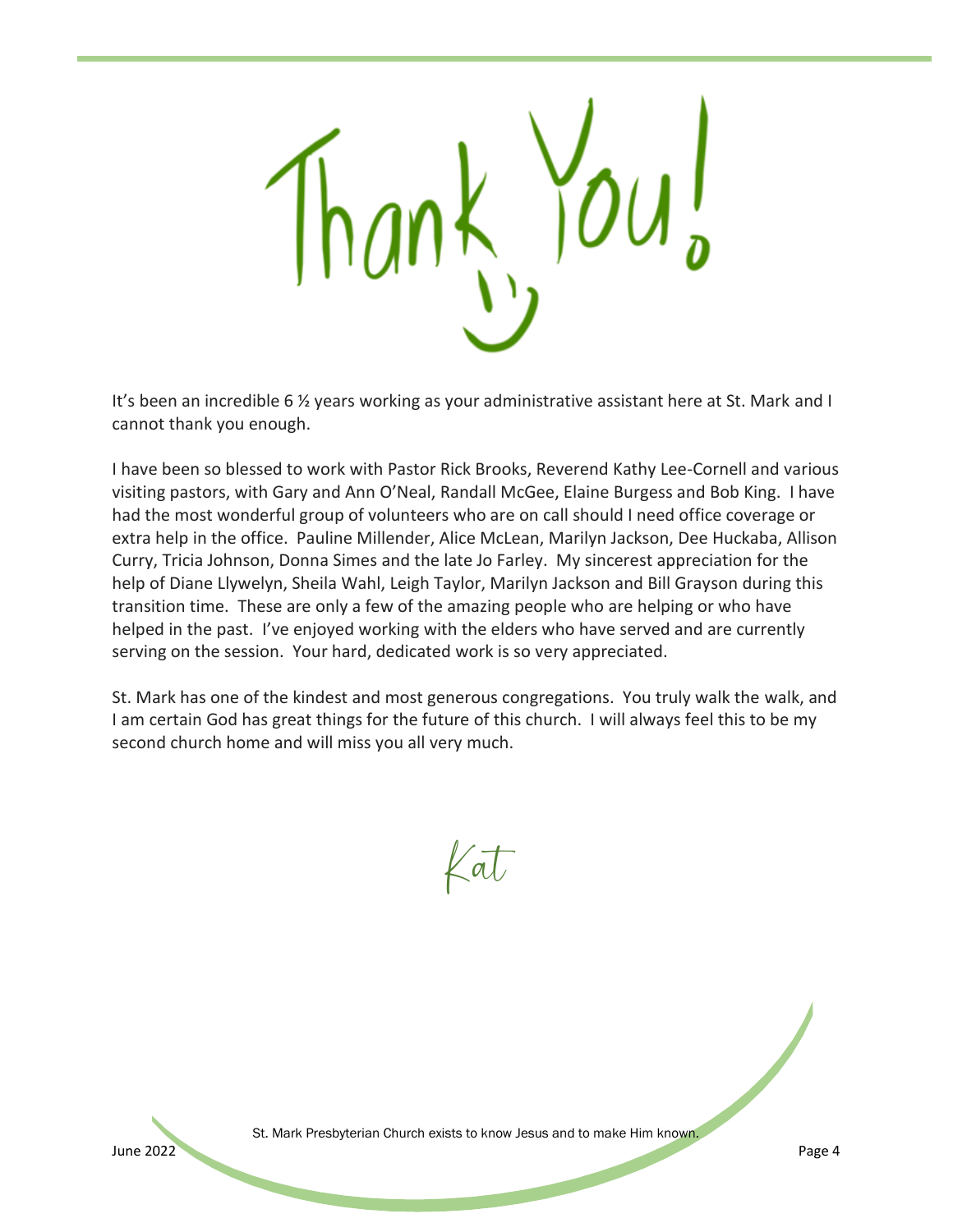# Thank You!

It's been an incredible 6 ½ years working as your administrative assistant here at St. Mark and I cannot thank you enough.

I have been so blessed to work with Pastor Rick Brooks, Reverend Kathy Lee-Cornell and various visiting pastors, with Gary and Ann O'Neal, Randall McGee, Elaine Burgess and Bob King. I have had the most wonderful group of volunteers who are on call should I need office coverage or extra help in the office. Pauline Millender, Alice McLean, Marilyn Jackson, Dee Huckaba, Allison Curry, Tricia Johnson, Donna Simes and the late Jo Farley. My sincerest appreciation for the help of Diane Llywelyn, Sheila Wahl, Leigh Taylor, Marilyn Jackson and Bill Grayson during this transition time. These are only a few of the amazing people who are helping or who have helped in the past. I've enjoyed working with the elders who have served and are currently serving on the session. Your hard, dedicated work is so very appreciated.

St. Mark has one of the kindest and most generous congregations. You truly walk the walk, and I am certain God has great things for the future of this church. I will always feel this to be my second church home and will miss you all very much.

*Kat*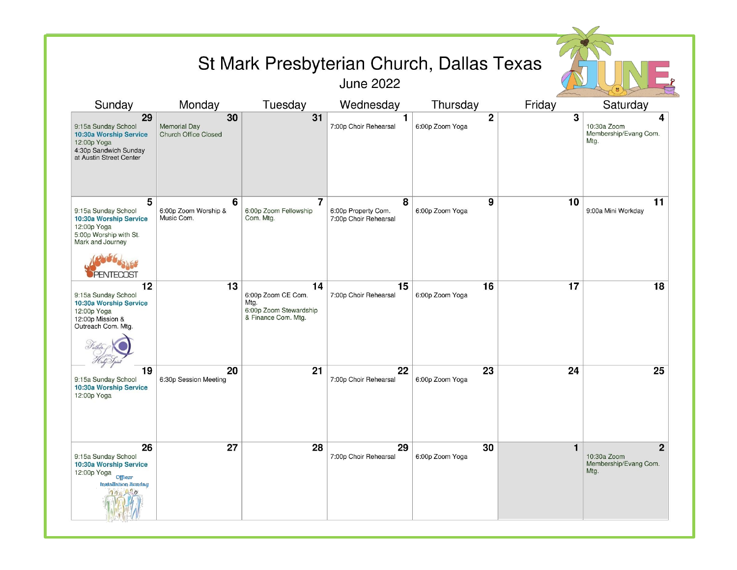# St Mark Presbyterian Church, Dallas Texas

## June 2022

| Sunday | Monday | Tuesday | Wednesday | Thursday | Friday | Saturday |
|---|---|---|---|---|---|---|
| **29**<br>9:15a Sunday School<br>**10:30a Worship Service**<br>12:00p Yoga<br>4:30p Sandwich Sunday at Austin Street Center | **30**<br>Memorial Day<br>Church Office Closed | **31** | **1**<br>7:00p Choir Rehearsal | **2**<br>6:00p Zoom Yoga | **3** | **4**<br>10:30a Zoom Membership/Evang Com. Mtg. |
| **5**<br>9:15a Sunday School<br>**10:30a Worship Service**<br>12:00p Yoga<br>5:00p Worship with St. Mark and Journey<br>PENTECOST | **6**<br>6:00p Zoom Worship & Music Com. | **7**<br>6:00p Zoom Fellowship Com. Mtg. | **8**<br>6:00p Property Com.<br>7:00p Choir Rehearsal | **9**<br>6:00p Zoom Yoga | **10** | **11**<br>9:00a Mini Workday |
| **12**<br>9:15a Sunday School<br>**10:30a Worship Service**<br>12:00p Yoga<br>12:00p Mission & Outreach Com. Mtg.<br>Father Son Holy Spirit | **13** | **14**<br>6:00p Zoom CE Com. Mtg.<br>6:00p Zoom Stewardship & Finance Com. Mtg. | **15**<br>7:00p Choir Rehearsal | **16**<br>6:00p Zoom Yoga | **17** | **18** |
| **19**<br>9:15a Sunday School<br>**10:30a Worship Service**<br>12:00p Yoga | **20**<br>6:30p Session Meeting | **21** | **22**<br>7:00p Choir Rehearsal | **23**<br>6:00p Zoom Yoga | **24** | **25** |
| **26**<br>9:15a Sunday School<br>**10:30a Worship Service**<br>12:00p Yoga<br>Officer Installation Sunday | **27** | **28** | **29**<br>7:00p Choir Rehearsal | **30**<br>6:00p Zoom Yoga | **1** | **2**<br>10:30a Zoom Membership/Evang Com. Mtg. |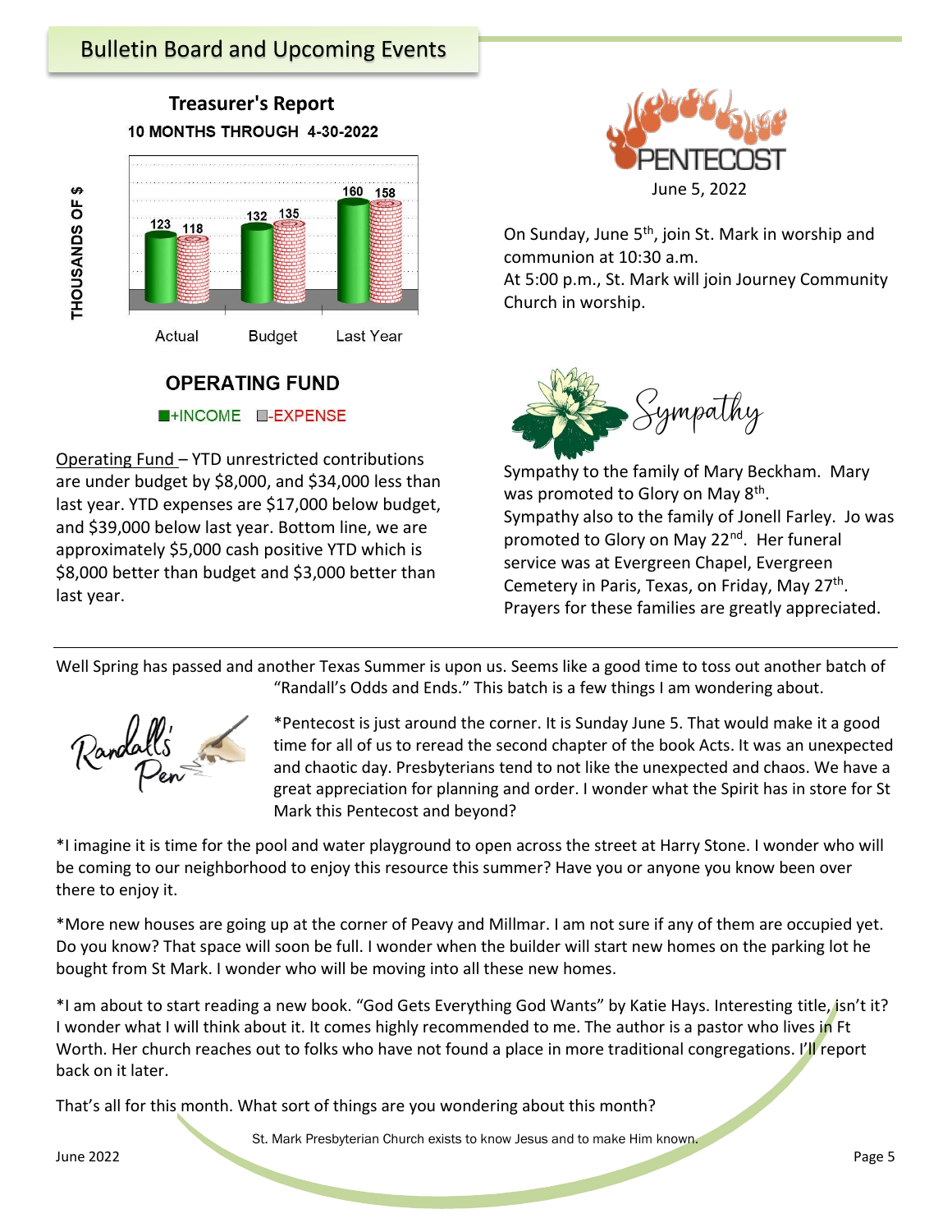## Bulletin Board and Upcoming Events

### Treasurer's Report

**10 MONTHS THROUGH 4-30-2022**

THOUSANDS OF $

| | Actual | Budget | Last Year |
|---|---|---|---|
| +INCOME | 123 | 132 | 160 |
| -EXPENSE | 118 | 135 | 158 |

**OPERATING FUND**

+INCOME -EXPENSE

Operating Fund – YTD unrestricted contributions are under budget by $8,000, and $34,000 less than last year. YTD expenses are $17,000 below budget, and $39,000 below last year. Bottom line, we are approximately $5,000 cash positive YTD which is $8,000 better than budget and $3,000 better than last year.

PENTECOST

June 5, 2022

On Sunday, June 5th, join St. Mark in worship and communion at 10:30 a.m.
At 5:00 p.m., St. Mark will join Journey Community Church in worship.

Sympathy

Sympathy to the family of Mary Beckham. Mary was promoted to Glory on May 8th.
Sympathy also to the family of Jonell Farley. Jo was promoted to Glory on May 22nd. Her funeral service was at Evergreen Chapel, Evergreen Cemetery in Paris, Texas, on Friday, May 27th.
Prayers for these families are greatly appreciated.

---

Well Spring has passed and another Texas Summer is upon us. Seems like a good time to toss out another batch of "Randall's Odds and Ends." This batch is a few things I am wondering about.

Randall's Pen

*Pentecost is just around the corner. It is Sunday June 5. That would make it a good time for all of us to reread the second chapter of the book Acts. It was an unexpected and chaotic day. Presbyterians tend to not like the unexpected and chaos. We have a great appreciation for planning and order. I wonder what the Spirit has in store for St Mark this Pentecost and beyond?

*I imagine it is time for the pool and water playground to open across the street at Harry Stone. I wonder who will be coming to our neighborhood to enjoy this resource this summer? Have you or anyone you know been over there to enjoy it.

*More new houses are going up at the corner of Peavy and Millmar. I am not sure if any of them are occupied yet. Do you know? That space will soon be full. I wonder when the builder will start new homes on the parking lot he bought from St Mark. I wonder who will be moving into all these new homes.

*I am about to start reading a new book. "God Gets Everything God Wants" by Katie Hays. Interesting title, isn't it? I wonder what I will think about it. It comes highly recommended to me. The author is a pastor who lives in Ft Worth. Her church reaches out to folks who have not found a place in more traditional congregations. I'll report back on it later.

That's all for this month. What sort of things are you wondering about this month?

St. Mark Presbyterian Church exists to know Jesus and to make Him known.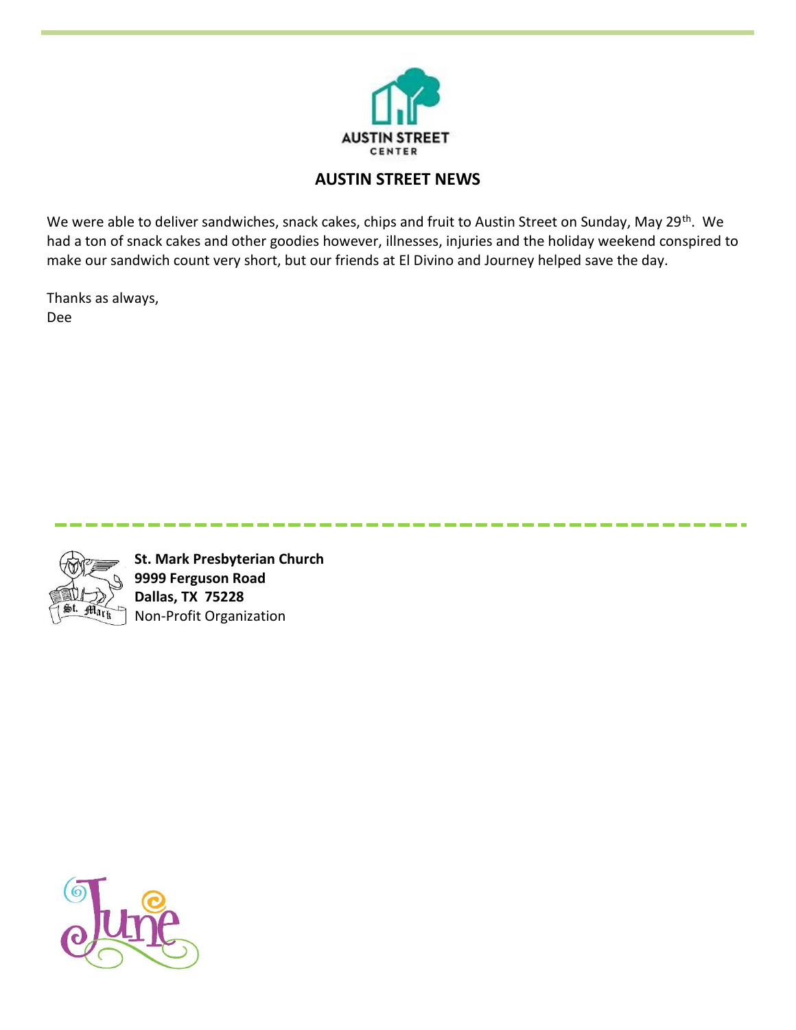AUSTIN STREET CENTER

## AUSTIN STREET NEWS

We were able to deliver sandwiches, snack cakes, chips and fruit to Austin Street on Sunday, May 29th. We had a ton of snack cakes and other goodies however, illnesses, injuries and the holiday weekend conspired to make our sandwich count very short, but our friends at El Divino and Journey helped save the day.

Thanks as always,
Dee

**St. Mark Presbyterian Church**
**9999 Ferguson Road**
**Dallas, TX 75228**
Non-Profit Organization

June